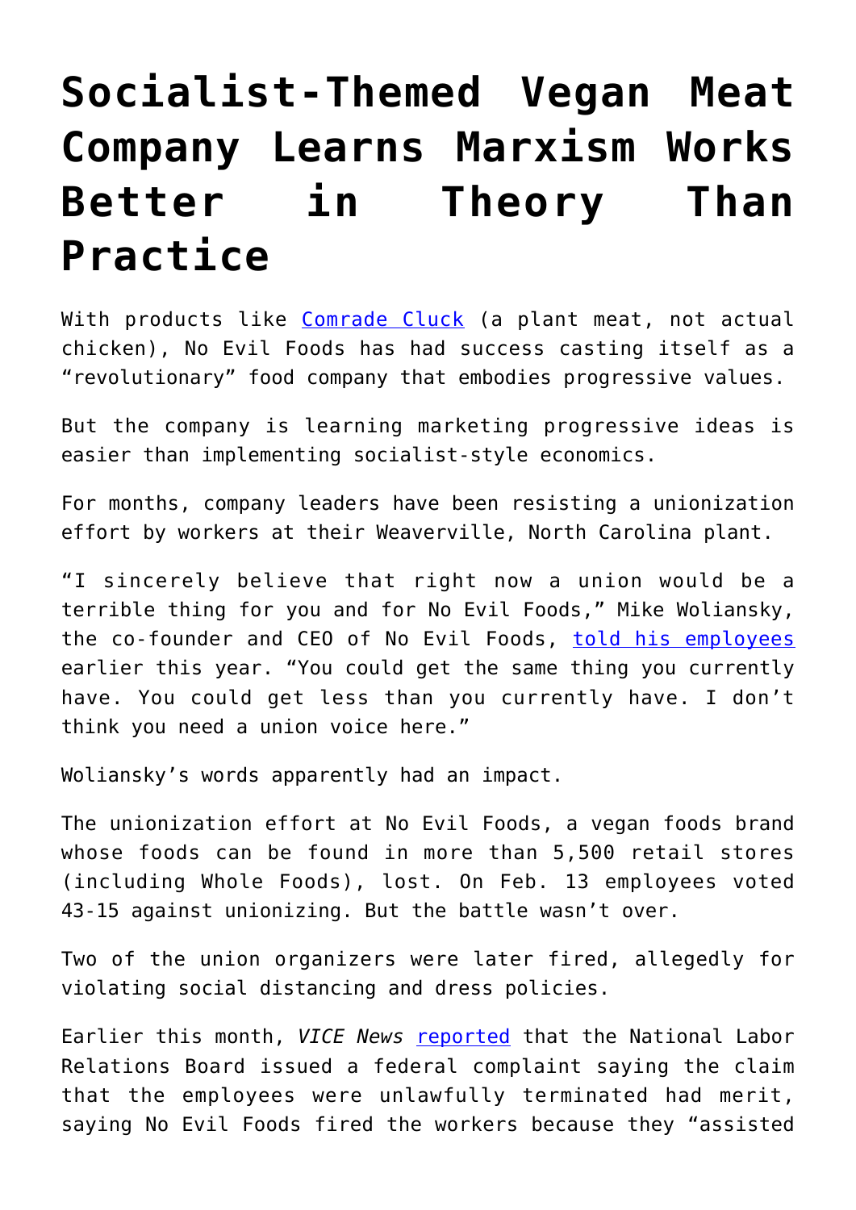# Socialist-Themed Vegan Meat Company Learns Marxism Works Better in Theory Than Practice

With products like [Comrade Cluck] (a plant meat, not actual chicken), No Evil Foods has had success casting itself as a "revolutionary" food company that embodies progressive values.

But the company is learning marketing progressive ideas is easier than implementing socialist-style economics.

For months, company leaders have been resisting a unionization effort by workers at their Weaverville, North Carolina plant.

"I sincerely believe that right now a union would be a terrible thing for you and for No Evil Foods," Mike Woliansky, the co-founder and CEO of No Evil Foods, [told his employees] earlier this year. "You could get the same thing you currently have. You could get less than you currently have. I don't think you need a union voice here."

Woliansky's words apparently had an impact.

The unionization effort at No Evil Foods, a vegan foods brand whose foods can be found in more than 5,500 retail stores (including Whole Foods), lost. On Feb. 13 employees voted 43-15 against unionizing. But the battle wasn't over.

Two of the union organizers were later fired, allegedly for violating social distancing and dress policies.

Earlier this month, *VICE News* [reported] that the National Labor Relations Board issued a federal complaint saying the claim that the employees were unlawfully terminated had merit, saying No Evil Foods fired the workers because they "assisted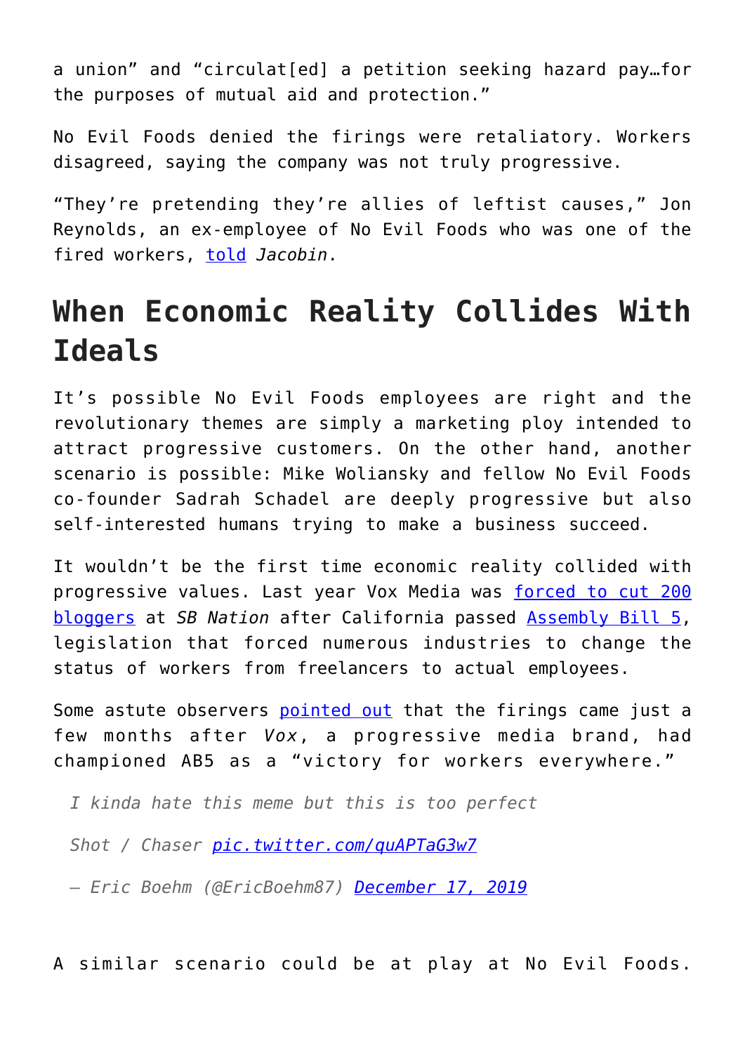a union" and "circulat[ed] a petition seeking hazard pay…for the purposes of mutual aid and protection."

No Evil Foods denied the firings were retaliatory. Workers disagreed, saying the company was not truly progressive.

"They're pretending they're allies of leftist causes," Jon Reynolds, an ex-employee of No Evil Foods who was one of the fired workers, [told](#) *Jacobin*.

## When Economic Reality Collides With Ideals

It's possible No Evil Foods employees are right and the revolutionary themes are simply a marketing ploy intended to attract progressive customers. On the other hand, another scenario is possible: Mike Woliansky and fellow No Evil Foods co-founder Sadrah Schadel are deeply progressive but also self-interested humans trying to make a business succeed.

It wouldn't be the first time economic reality collided with progressive values. Last year Vox Media was [forced to cut 200 bloggers](#) at *SB Nation* after California passed [Assembly Bill 5](#), legislation that forced numerous industries to change the status of workers from freelancers to actual employees.

Some astute observers [pointed out](#) that the firings came just a few months after *Vox*, a progressive media brand, had championed AB5 as a "victory for workers everywhere."

> *I kinda hate this meme but this is too perfect*
>
> *Shot / Chaser [pic.twitter.com/quAPTaG3w7](#)*
>
> *— Eric Boehm (@EricBoehm87) [December 17, 2019](#)*

A similar scenario could be at play at No Evil Foods.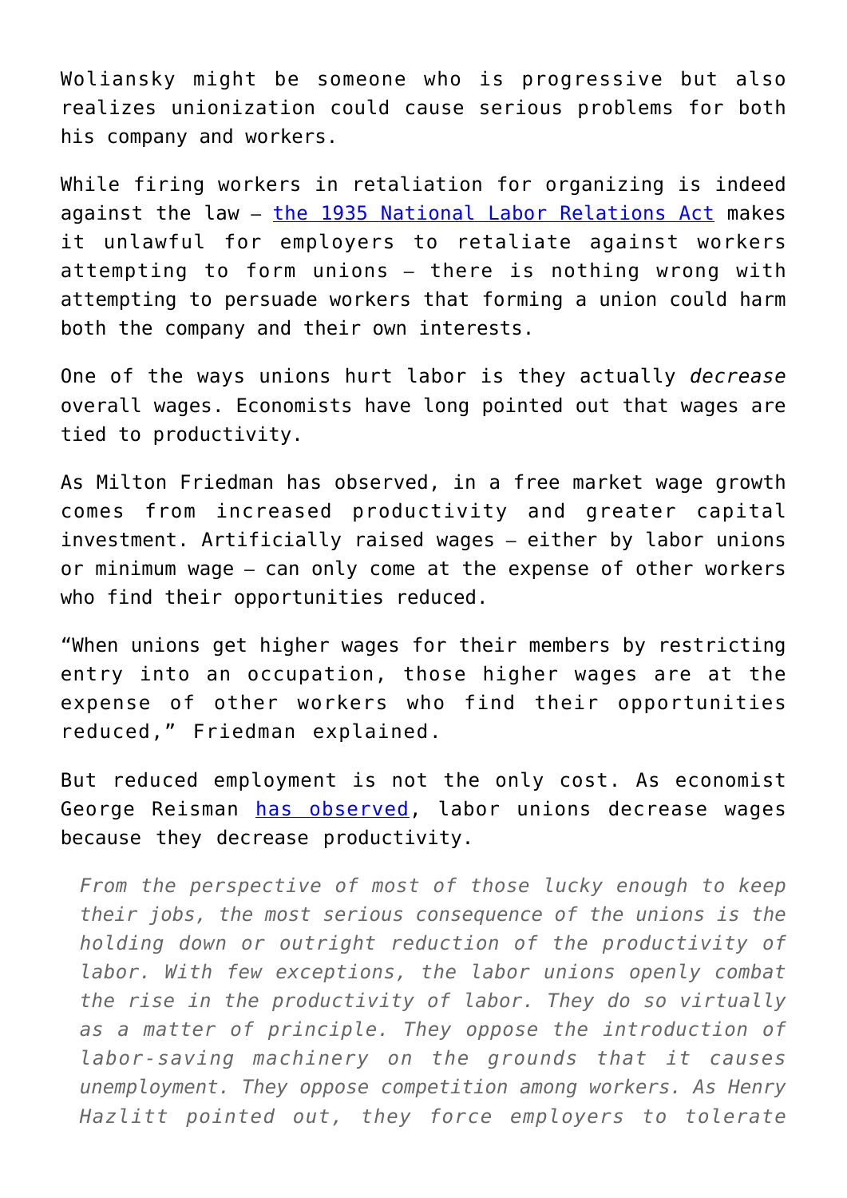Woliansky might be someone who is progressive but also realizes unionization could cause serious problems for both his company and workers.

While firing workers in retaliation for organizing is indeed against the law — [the 1935 National Labor Relations Act] makes it unlawful for employers to retaliate against workers attempting to form unions — there is nothing wrong with attempting to persuade workers that forming a union could harm both the company and their own interests.

One of the ways unions hurt labor is they actually *decrease* overall wages. Economists have long pointed out that wages are tied to productivity.

As Milton Friedman has observed, in a free market wage growth comes from increased productivity and greater capital investment. Artificially raised wages — either by labor unions or minimum wage — can only come at the expense of other workers who find their opportunities reduced.

"When unions get higher wages for their members by restricting entry into an occupation, those higher wages are at the expense of other workers who find their opportunities reduced," Friedman explained.

But reduced employment is not the only cost. As economist George Reisman [has observed], labor unions decrease wages because they decrease productivity.

> *From the perspective of most of those lucky enough to keep their jobs, the most serious consequence of the unions is the holding down or outright reduction of the productivity of labor. With few exceptions, the labor unions openly combat the rise in the productivity of labor. They do so virtually as a matter of principle. They oppose the introduction of labor-saving machinery on the grounds that it causes unemployment. They oppose competition among workers. As Henry Hazlitt pointed out, they force employers to tolerate*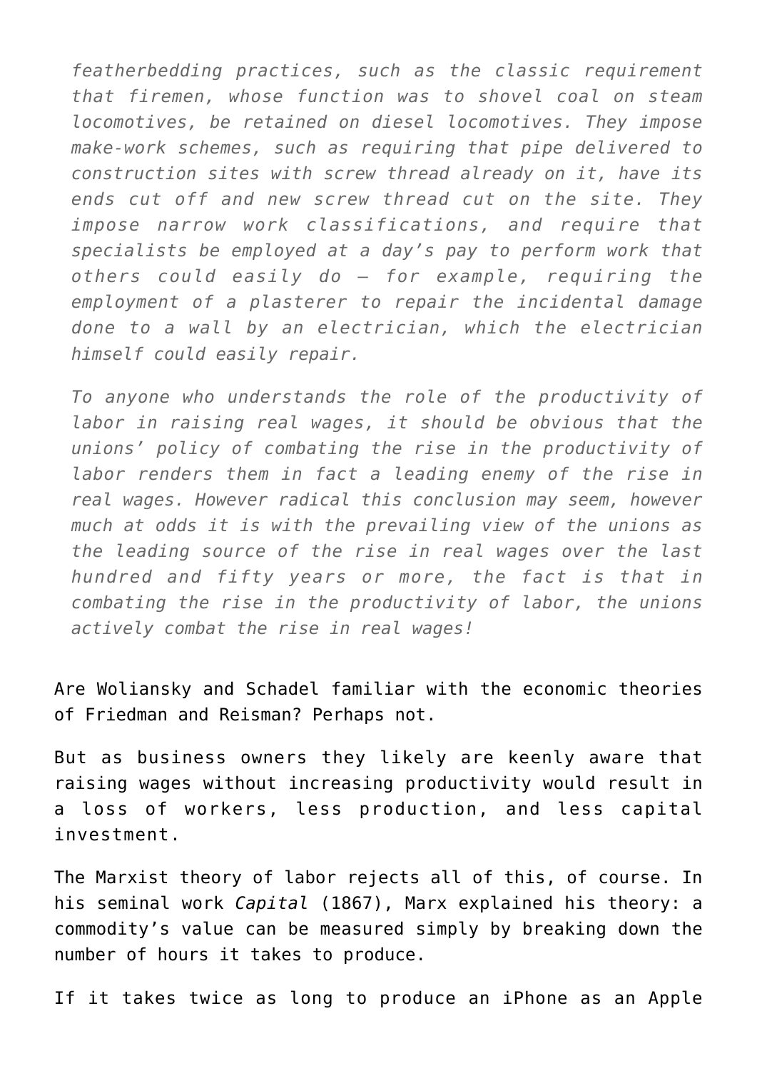> *featherbedding practices, such as the classic requirement that firemen, whose function was to shovel coal on steam locomotives, be retained on diesel locomotives. They impose make-work schemes, such as requiring that pipe delivered to construction sites with screw thread already on it, have its ends cut off and new screw thread cut on the site. They impose narrow work classifications, and require that specialists be employed at a day's pay to perform work that others could easily do – for example, requiring the employment of a plasterer to repair the incidental damage done to a wall by an electrician, which the electrician himself could easily repair.*
>
> *To anyone who understands the role of the productivity of labor in raising real wages, it should be obvious that the unions' policy of combating the rise in the productivity of labor renders them in fact a leading enemy of the rise in real wages. However radical this conclusion may seem, however much at odds it is with the prevailing view of the unions as the leading source of the rise in real wages over the last hundred and fifty years or more, the fact is that in combating the rise in the productivity of labor, the unions actively combat the rise in real wages!*

Are Woliansky and Schadel familiar with the economic theories of Friedman and Reisman? Perhaps not.

But as business owners they likely are keenly aware that raising wages without increasing productivity would result in a loss of workers, less production, and less capital investment.

The Marxist theory of labor rejects all of this, of course. In his seminal work *Capital* (1867), Marx explained his theory: a commodity's value can be measured simply by breaking down the number of hours it takes to produce.

If it takes twice as long to produce an iPhone as an Apple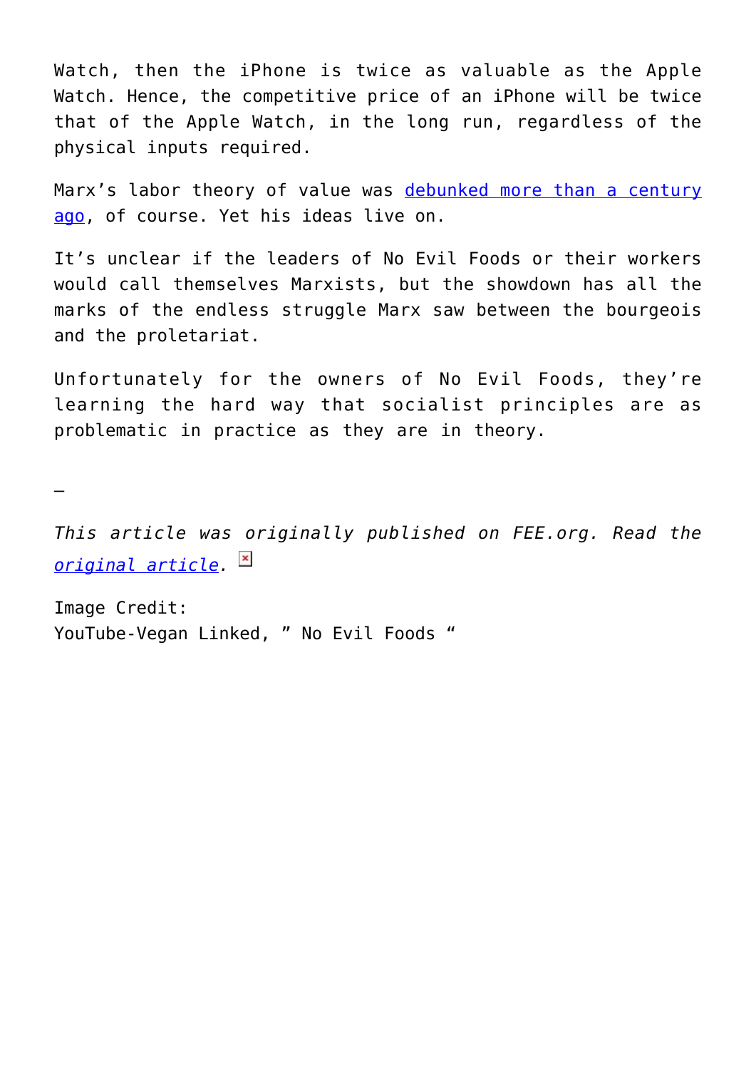Watch, then the iPhone is twice as valuable as the Apple Watch. Hence, the competitive price of an iPhone will be twice that of the Apple Watch, in the long run, regardless of the physical inputs required.

Marx's labor theory of value was debunked more than a century ago, of course. Yet his ideas live on.

It's unclear if the leaders of No Evil Foods or their workers would call themselves Marxists, but the showdown has all the marks of the endless struggle Marx saw between the bourgeois and the proletariat.

Unfortunately for the owners of No Evil Foods, they're learning the hard way that socialist principles are as problematic in practice as they are in theory.

—

*This article was originally published on FEE.org. Read the original article.*

Image Credit:
YouTube-Vegan Linked, " No Evil Foods "